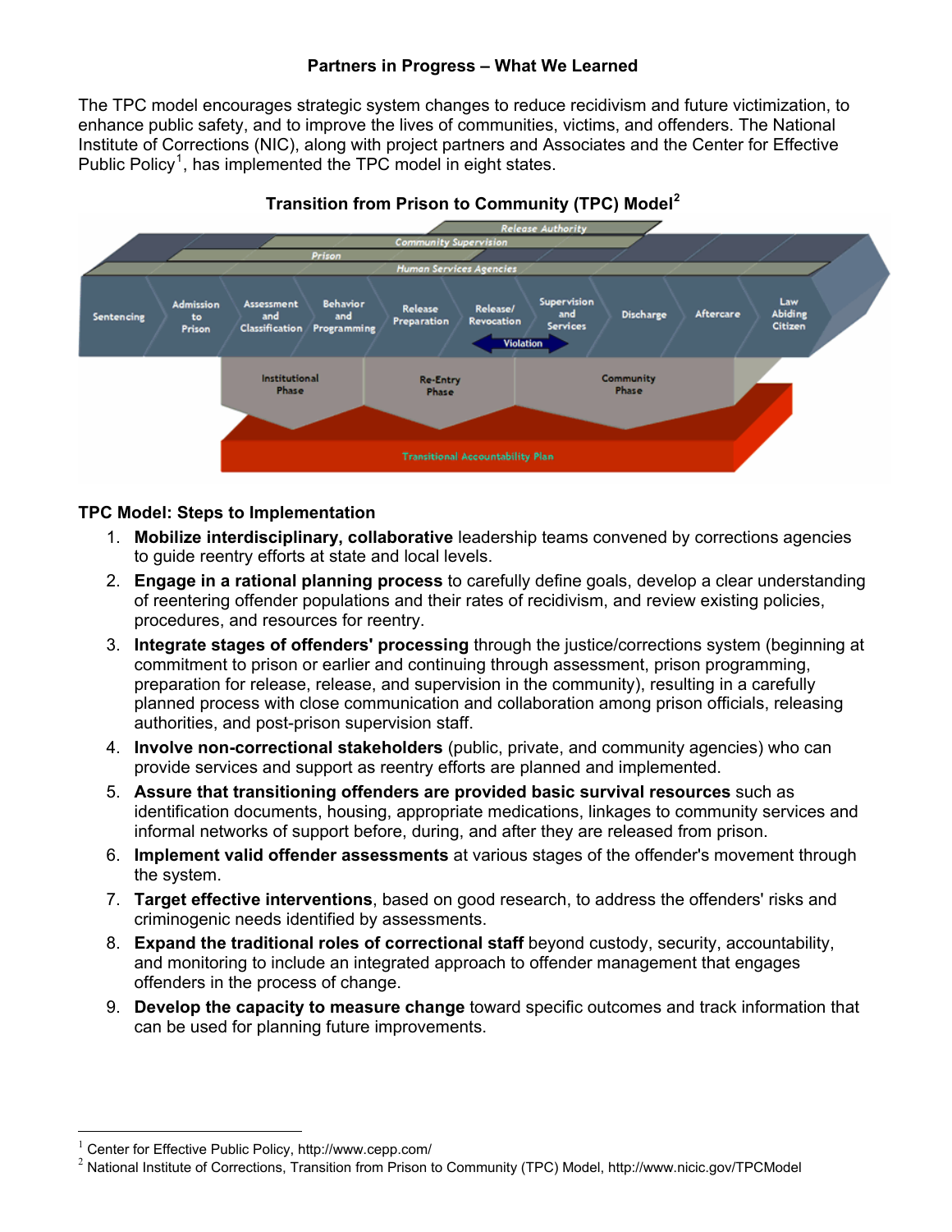**Partners in Progress – What We Learned**

The TPC model encourages strategic system changes to reduce recidivism and future victimization, to enhance public safety, and to improve the lives of communities, victims, and offenders. The National Institute of Corrections (NIC), along with project partners and Associates and the Center for Effective Public Policy[1], has implemented the TPC model in eight states.

**Transition from Prison to Community (TPC) Model[2]**

Release Authority
Community Supervision
Prison
Human Services Agencies

Sentencing | Admission to Prison | Assessment and Classification | Behavior and Programming | Release Preparation | Release/ Revocation | Supervision and Services | Discharge | Aftercare | Law Abiding Citizen

Violation

Institutional Phase | Re-Entry Phase | Community Phase

Transitional Accountability Plan

**TPC Model: Steps to Implementation**

1. **Mobilize interdisciplinary, collaborative** leadership teams convened by corrections agencies to guide reentry efforts at state and local levels.
2. **Engage in a rational planning process** to carefully define goals, develop a clear understanding of reentering offender populations and their rates of recidivism, and review existing policies, procedures, and resources for reentry.
3. **Integrate stages of offenders' processing** through the justice/corrections system (beginning at commitment to prison or earlier and continuing through assessment, prison programming, preparation for release, release, and supervision in the community), resulting in a carefully planned process with close communication and collaboration among prison officials, releasing authorities, and post-prison supervision staff.
4. **Involve non-correctional stakeholders** (public, private, and community agencies) who can provide services and support as reentry efforts are planned and implemented.
5. **Assure that transitioning offenders are provided basic survival resources** such as identification documents, housing, appropriate medications, linkages to community services and informal networks of support before, during, and after they are released from prison.
6. **Implement valid offender assessments** at various stages of the offender's movement through the system.
7. **Target effective interventions**, based on good research, to address the offenders' risks and criminogenic needs identified by assessments.
8. **Expand the traditional roles of correctional staff** beyond custody, security, accountability, and monitoring to include an integrated approach to offender management that engages offenders in the process of change.
9. **Develop the capacity to measure change** toward specific outcomes and track information that can be used for planning future improvements.

---

[1] Center for Effective Public Policy, http://www.cepp.com/

[2] National Institute of Corrections, Transition from Prison to Community (TPC) Model, http://www.nicic.gov/TPCModel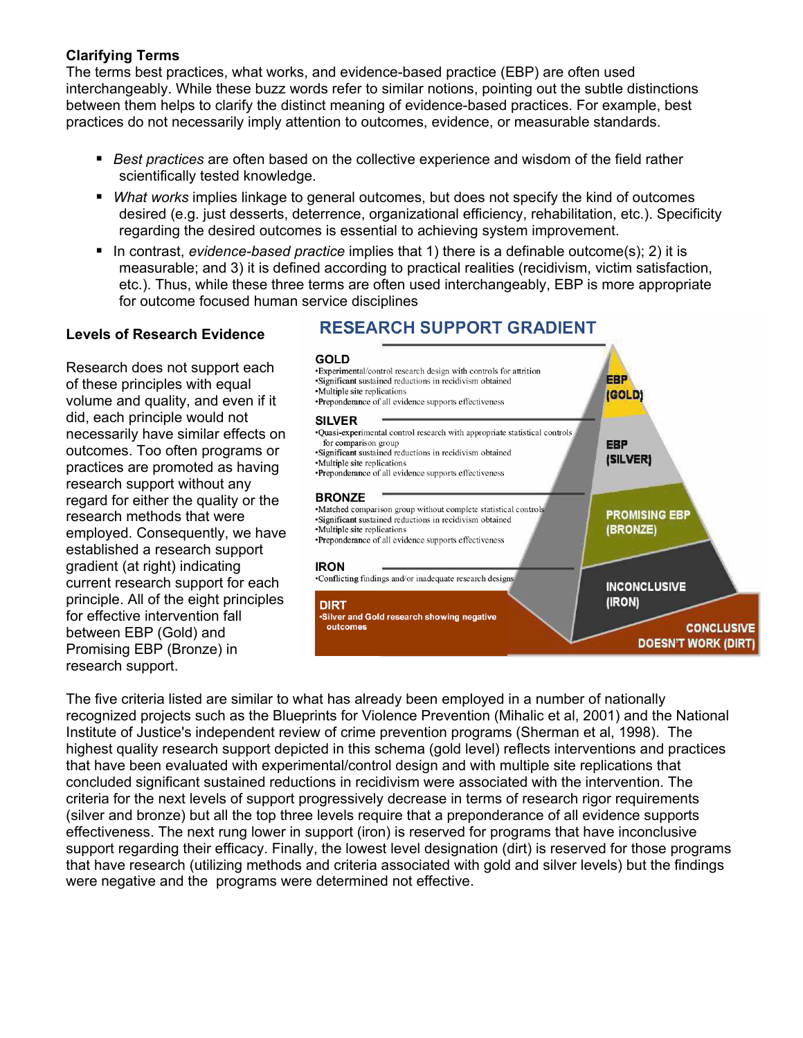**Clarifying Terms**

The terms best practices, what works, and evidence-based practice (EBP) are often used interchangeably. While these buzz words refer to similar notions, pointing out the subtle distinctions between them helps to clarify the distinct meaning of evidence-based practices. For example, best practices do not necessarily imply attention to outcomes, evidence, or measurable standards.

- *Best practices* are often based on the collective experience and wisdom of the field rather scientifically tested knowledge.
- *What works* implies linkage to general outcomes, but does not specify the kind of outcomes desired (e.g. just desserts, deterrence, organizational efficiency, rehabilitation, etc.). Specificity regarding the desired outcomes is essential to achieving system improvement.
- In contrast, *evidence-based practice* implies that 1) there is a definable outcome(s); 2) it is measurable; and 3) it is defined according to practical realities (recidivism, victim satisfaction, etc.). Thus, while these three terms are often used interchangeably, EBP is more appropriate for outcome focused human service disciplines

**Levels of Research Evidence**

Research does not support each of these principles with equal volume and quality, and even if it did, each principle would not necessarily have similar effects on outcomes. Too often programs or practices are promoted as having research support without any regard for either the quality or the research methods that were employed. Consequently, we have established a research support gradient (at right) indicating current research support for each principle. All of the eight principles for effective intervention fall between EBP (Gold) and Promising EBP (Bronze) in research support.

**RESEARCH SUPPORT GRADIENT**

**GOLD**
- Experimental/control research design with controls for attrition
- Significant sustained reductions in recidivism obtained
- Multiple site replications
- Preponderance of all evidence supports effectiveness

**SILVER**
- Quasi-experimental control research with appropriate statistical controls for comparison group
- Significant sustained reductions in recidivism obtained
- Multiple site replications
- Preponderance of all evidence supports effectiveness

**BRONZE**
- Matched comparison group without complete statistical controls
- Significant sustained reductions in recidivism obtained
- Multiple site replications
- Preponderance of all evidence supports effectiveness

**IRON**
- Conflicting findings and/or inadequate research designs

**DIRT**
- Silver and Gold research showing negative outcomes

EBP (GOLD)
EBP (SILVER)
PROMISING EBP (BRONZE)
INCONCLUSIVE (IRON)
CONCLUSIVE DOESN'T WORK (DIRT)

The five criteria listed are similar to what has already been employed in a number of nationally recognized projects such as the Blueprints for Violence Prevention (Mihalic et al, 2001) and the National Institute of Justice's independent review of crime prevention programs (Sherman et al, 1998). The highest quality research support depicted in this schema (gold level) reflects interventions and practices that have been evaluated with experimental/control design and with multiple site replications that concluded significant sustained reductions in recidivism were associated with the intervention. The criteria for the next levels of support progressively decrease in terms of research rigor requirements (silver and bronze) but all the top three levels require that a preponderance of all evidence supports effectiveness. The next rung lower in support (iron) is reserved for programs that have inconclusive support regarding their efficacy. Finally, the lowest level designation (dirt) is reserved for those programs that have research (utilizing methods and criteria associated with gold and silver levels) but the findings were negative and the programs were determined not effective.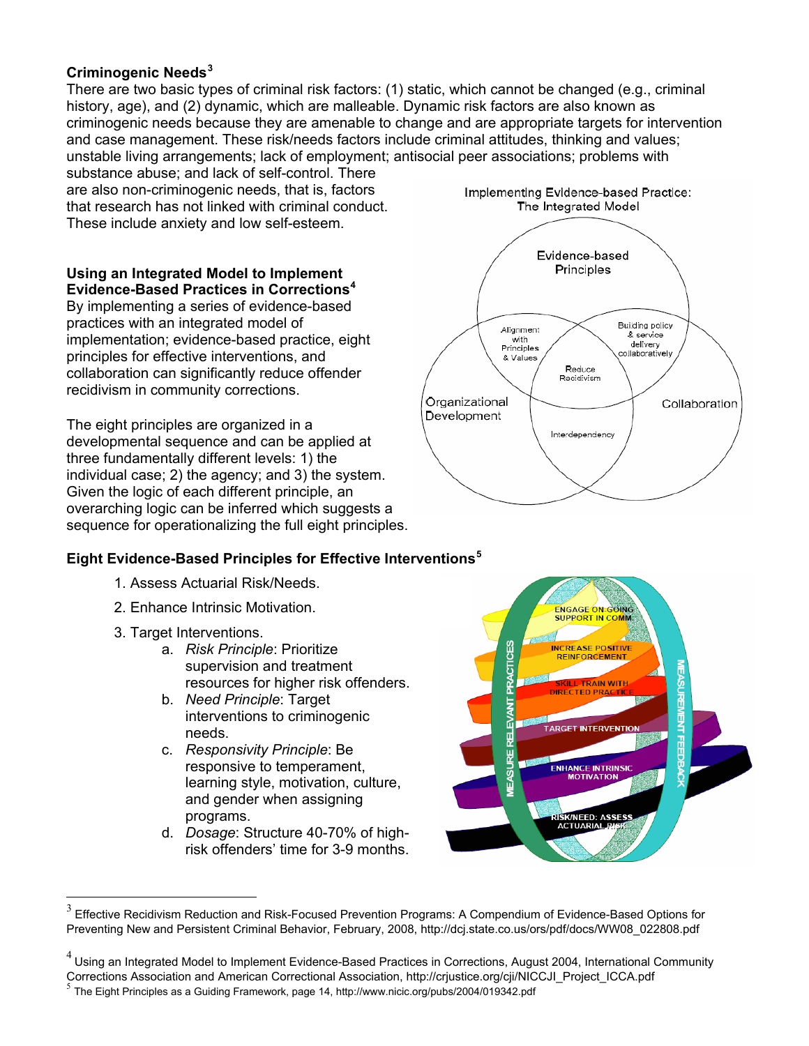### Criminogenic Needs[3]

There are two basic types of criminal risk factors: (1) static, which cannot be changed (e.g., criminal history, age), and (2) dynamic, which are malleable. Dynamic risk factors are also known as criminogenic needs because they are amenable to change and are appropriate targets for intervention and case management. These risk/needs factors include criminal attitudes, thinking and values; unstable living arrangements; lack of employment; antisocial peer associations; problems with substance abuse; and lack of self-control. There are also non-criminogenic needs, that is, factors that research has not linked with criminal conduct. These include anxiety and low self-esteem.

### Using an Integrated Model to Implement Evidence-Based Practices in Corrections[4]

By implementing a series of evidence-based practices with an integrated model of implementation; evidence-based practice, eight principles for effective interventions, and collaboration can significantly reduce offender recidivism in community corrections.

The eight principles are organized in a developmental sequence and can be applied at three fundamentally different levels: 1) the individual case; 2) the agency; and 3) the system. Given the logic of each different principle, an overarching logic can be inferred which suggests a sequence for operationalizing the full eight principles.

Implementing Evidence-based Practice: The Integrated Model

### Eight Evidence-Based Principles for Effective Interventions[5]

1. Assess Actuarial Risk/Needs.
2. Enhance Intrinsic Motivation.
3. Target Interventions.
    a. *Risk Principle*: Prioritize supervision and treatment resources for higher risk offenders.
    b. *Need Principle*: Target interventions to criminogenic needs.
    c. *Responsivity Principle*: Be responsive to temperament, learning style, motivation, culture, and gender when assigning programs.
    d. *Dosage*: Structure 40-70% of high-risk offenders' time for 3-9 months.

---

[3] Effective Recidivism Reduction and Risk-Focused Prevention Programs: A Compendium of Evidence-Based Options for Preventing New and Persistent Criminal Behavior, February, 2008, http://dcj.state.co.us/ors/pdf/docs/WW08_022808.pdf

[4] Using an Integrated Model to Implement Evidence-Based Practices in Corrections, August 2004, International Community Corrections Association and American Correctional Association, http://crjustice.org/cji/NICCJI_Project_ICCA.pdf

[5] The Eight Principles as a Guiding Framework, page 14, http://www.nicic.org/pubs/2004/019342.pdf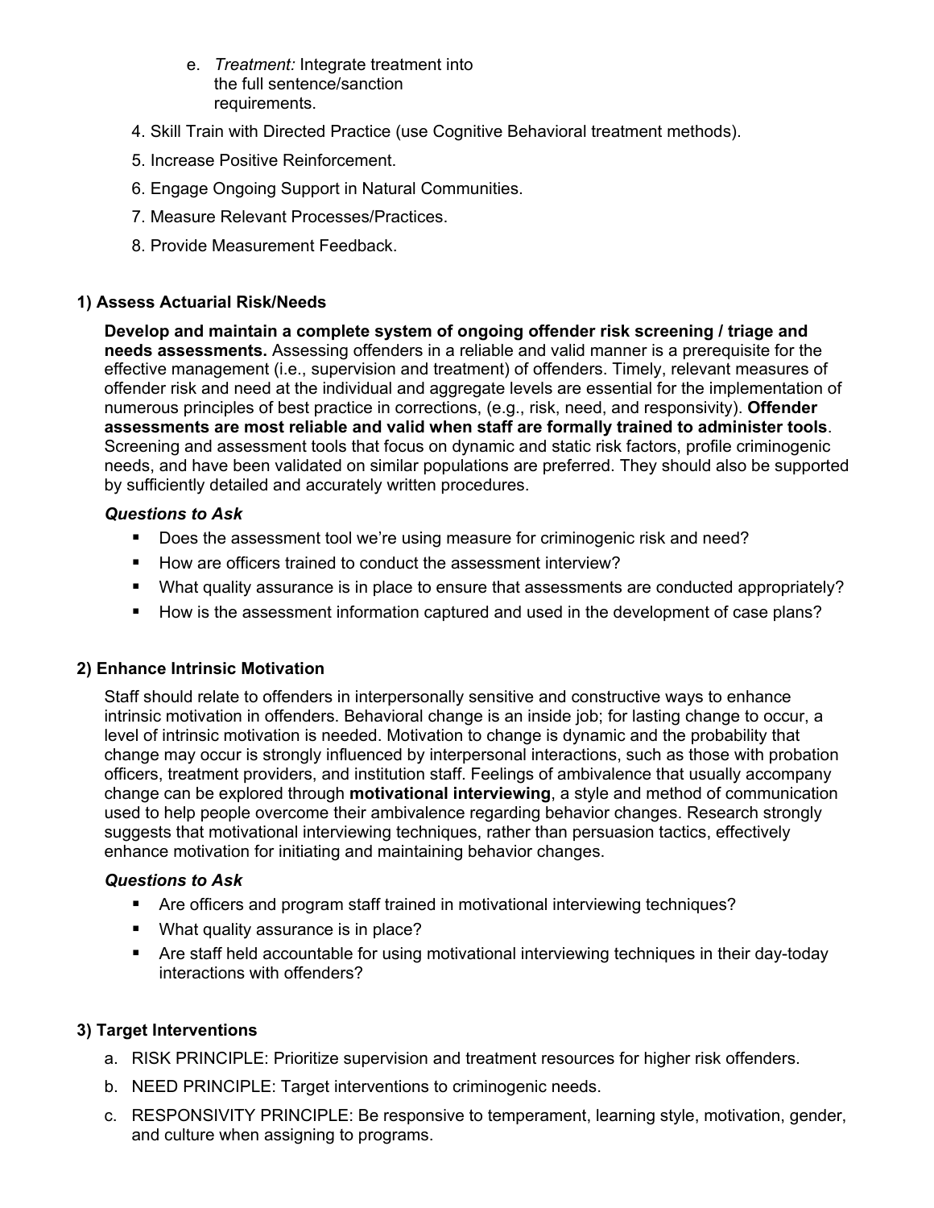e. *Treatment:* Integrate treatment into the full sentence/sanction requirements.

4. Skill Train with Directed Practice (use Cognitive Behavioral treatment methods).
5. Increase Positive Reinforcement.
6. Engage Ongoing Support in Natural Communities.
7. Measure Relevant Processes/Practices.
8. Provide Measurement Feedback.

### 1) Assess Actuarial Risk/Needs

**Develop and maintain a complete system of ongoing offender risk screening / triage and needs assessments.** Assessing offenders in a reliable and valid manner is a prerequisite for the effective management (i.e., supervision and treatment) of offenders. Timely, relevant measures of offender risk and need at the individual and aggregate levels are essential for the implementation of numerous principles of best practice in corrections, (e.g., risk, need, and responsivity). **Offender assessments are most reliable and valid when staff are formally trained to administer tools**. Screening and assessment tools that focus on dynamic and static risk factors, profile criminogenic needs, and have been validated on similar populations are preferred. They should also be supported by sufficiently detailed and accurately written procedures.

***Questions to Ask***

- Does the assessment tool we're using measure for criminogenic risk and need?
- How are officers trained to conduct the assessment interview?
- What quality assurance is in place to ensure that assessments are conducted appropriately?
- How is the assessment information captured and used in the development of case plans?

### 2) Enhance Intrinsic Motivation

Staff should relate to offenders in interpersonally sensitive and constructive ways to enhance intrinsic motivation in offenders. Behavioral change is an inside job; for lasting change to occur, a level of intrinsic motivation is needed. Motivation to change is dynamic and the probability that change may occur is strongly influenced by interpersonal interactions, such as those with probation officers, treatment providers, and institution staff. Feelings of ambivalence that usually accompany change can be explored through **motivational interviewing**, a style and method of communication used to help people overcome their ambivalence regarding behavior changes. Research strongly suggests that motivational interviewing techniques, rather than persuasion tactics, effectively enhance motivation for initiating and maintaining behavior changes.

***Questions to Ask***

- Are officers and program staff trained in motivational interviewing techniques?
- What quality assurance is in place?
- Are staff held accountable for using motivational interviewing techniques in their day-today interactions with offenders?

### 3) Target Interventions

a. RISK PRINCIPLE: Prioritize supervision and treatment resources for higher risk offenders.

b. NEED PRINCIPLE: Target interventions to criminogenic needs.

c. RESPONSIVITY PRINCIPLE: Be responsive to temperament, learning style, motivation, gender, and culture when assigning to programs.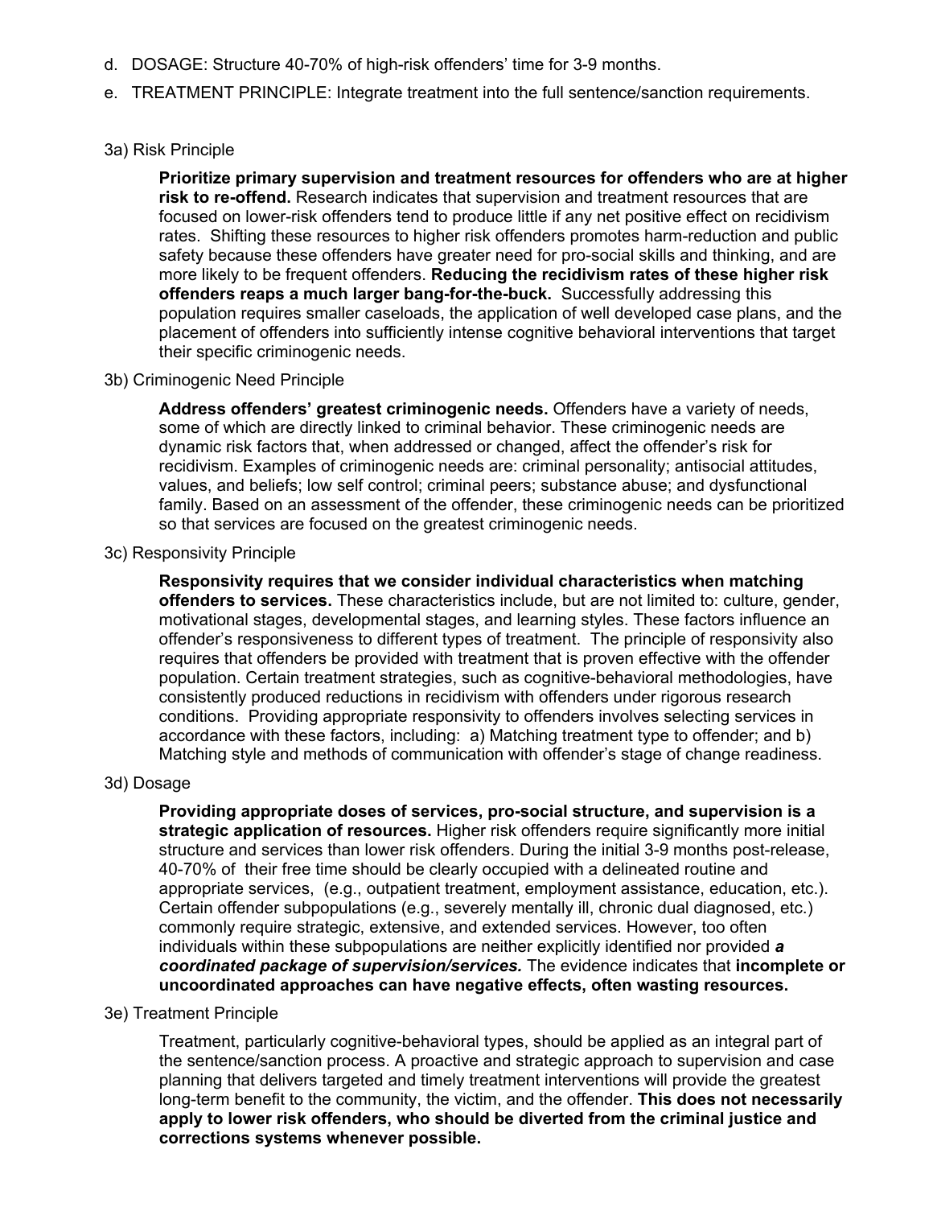d. DOSAGE: Structure 40-70% of high-risk offenders' time for 3-9 months.

e. TREATMENT PRINCIPLE: Integrate treatment into the full sentence/sanction requirements.

3a) Risk Principle

**Prioritize primary supervision and treatment resources for offenders who are at higher risk to re-offend.** Research indicates that supervision and treatment resources that are focused on lower-risk offenders tend to produce little if any net positive effect on recidivism rates. Shifting these resources to higher risk offenders promotes harm-reduction and public safety because these offenders have greater need for pro-social skills and thinking, and are more likely to be frequent offenders. **Reducing the recidivism rates of these higher risk offenders reaps a much larger bang-for-the-buck.** Successfully addressing this population requires smaller caseloads, the application of well developed case plans, and the placement of offenders into sufficiently intense cognitive behavioral interventions that target their specific criminogenic needs.

3b) Criminogenic Need Principle

**Address offenders' greatest criminogenic needs.** Offenders have a variety of needs, some of which are directly linked to criminal behavior. These criminogenic needs are dynamic risk factors that, when addressed or changed, affect the offender's risk for recidivism. Examples of criminogenic needs are: criminal personality; antisocial attitudes, values, and beliefs; low self control; criminal peers; substance abuse; and dysfunctional family. Based on an assessment of the offender, these criminogenic needs can be prioritized so that services are focused on the greatest criminogenic needs.

3c) Responsivity Principle

**Responsivity requires that we consider individual characteristics when matching offenders to services.** These characteristics include, but are not limited to: culture, gender, motivational stages, developmental stages, and learning styles. These factors influence an offender's responsiveness to different types of treatment. The principle of responsivity also requires that offenders be provided with treatment that is proven effective with the offender population. Certain treatment strategies, such as cognitive-behavioral methodologies, have consistently produced reductions in recidivism with offenders under rigorous research conditions. Providing appropriate responsivity to offenders involves selecting services in accordance with these factors, including: a) Matching treatment type to offender; and b) Matching style and methods of communication with offender's stage of change readiness.

3d) Dosage

**Providing appropriate doses of services, pro-social structure, and supervision is a strategic application of resources.** Higher risk offenders require significantly more initial structure and services than lower risk offenders. During the initial 3-9 months post-release, 40-70% of their free time should be clearly occupied with a delineated routine and appropriate services, (e.g., outpatient treatment, employment assistance, education, etc.). Certain offender subpopulations (e.g., severely mentally ill, chronic dual diagnosed, etc.) commonly require strategic, extensive, and extended services. However, too often individuals within these subpopulations are neither explicitly identified nor provided ***a coordinated package of supervision/services.*** The evidence indicates that **incomplete or uncoordinated approaches can have negative effects, often wasting resources.**

3e) Treatment Principle

Treatment, particularly cognitive-behavioral types, should be applied as an integral part of the sentence/sanction process. A proactive and strategic approach to supervision and case planning that delivers targeted and timely treatment interventions will provide the greatest long-term benefit to the community, the victim, and the offender. **This does not necessarily apply to lower risk offenders, who should be diverted from the criminal justice and corrections systems whenever possible.**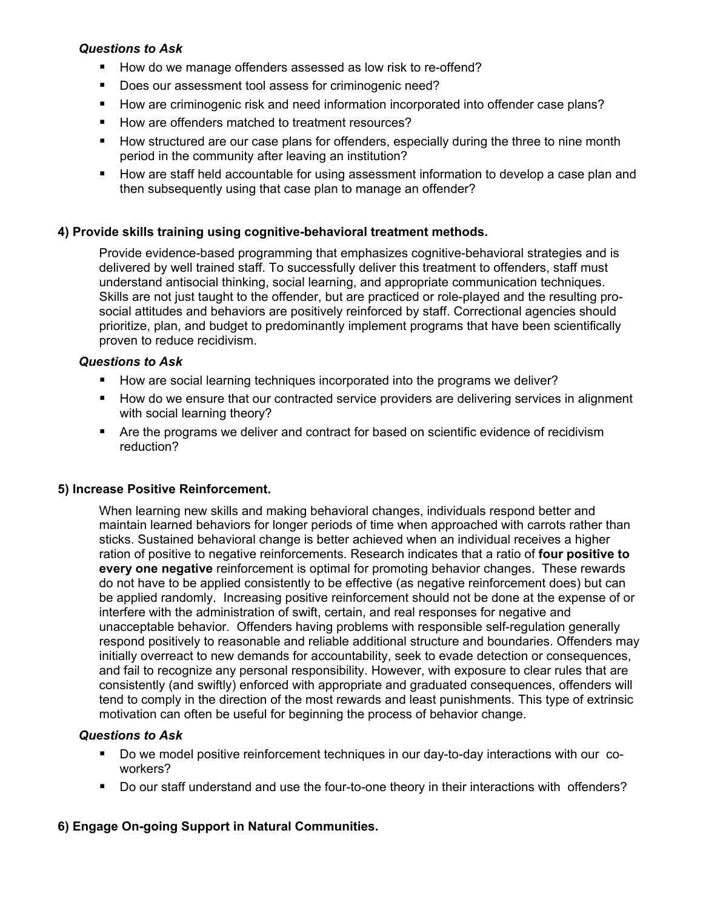***Questions to Ask***

- How do we manage offenders assessed as low risk to re-offend?
- Does our assessment tool assess for criminogenic need?
- How are criminogenic risk and need information incorporated into offender case plans?
- How are offenders matched to treatment resources?
- How structured are our case plans for offenders, especially during the three to nine month period in the community after leaving an institution?
- How are staff held accountable for using assessment information to develop a case plan and then subsequently using that case plan to manage an offender?

**4) Provide skills training using cognitive-behavioral treatment methods.**

Provide evidence-based programming that emphasizes cognitive-behavioral strategies and is delivered by well trained staff. To successfully deliver this treatment to offenders, staff must understand antisocial thinking, social learning, and appropriate communication techniques. Skills are not just taught to the offender, but are practiced or role-played and the resulting pro-social attitudes and behaviors are positively reinforced by staff. Correctional agencies should prioritize, plan, and budget to predominantly implement programs that have been scientifically proven to reduce recidivism.

***Questions to Ask***

- How are social learning techniques incorporated into the programs we deliver?
- How do we ensure that our contracted service providers are delivering services in alignment with social learning theory?
- Are the programs we deliver and contract for based on scientific evidence of recidivism reduction?

**5) Increase Positive Reinforcement.**

When learning new skills and making behavioral changes, individuals respond better and maintain learned behaviors for longer periods of time when approached with carrots rather than sticks. Sustained behavioral change is better achieved when an individual receives a higher ration of positive to negative reinforcements. Research indicates that a ratio of **four positive to every one negative** reinforcement is optimal for promoting behavior changes. These rewards do not have to be applied consistently to be effective (as negative reinforcement does) but can be applied randomly. Increasing positive reinforcement should not be done at the expense of or interfere with the administration of swift, certain, and real responses for negative and unacceptable behavior. Offenders having problems with responsible self-regulation generally respond positively to reasonable and reliable additional structure and boundaries. Offenders may initially overreact to new demands for accountability, seek to evade detection or consequences, and fail to recognize any personal responsibility. However, with exposure to clear rules that are consistently (and swiftly) enforced with appropriate and graduated consequences, offenders will tend to comply in the direction of the most rewards and least punishments. This type of extrinsic motivation can often be useful for beginning the process of behavior change.

***Questions to Ask***

- Do we model positive reinforcement techniques in our day-to-day interactions with our co-workers?
- Do our staff understand and use the four-to-one theory in their interactions with offenders?

**6) Engage On-going Support in Natural Communities.**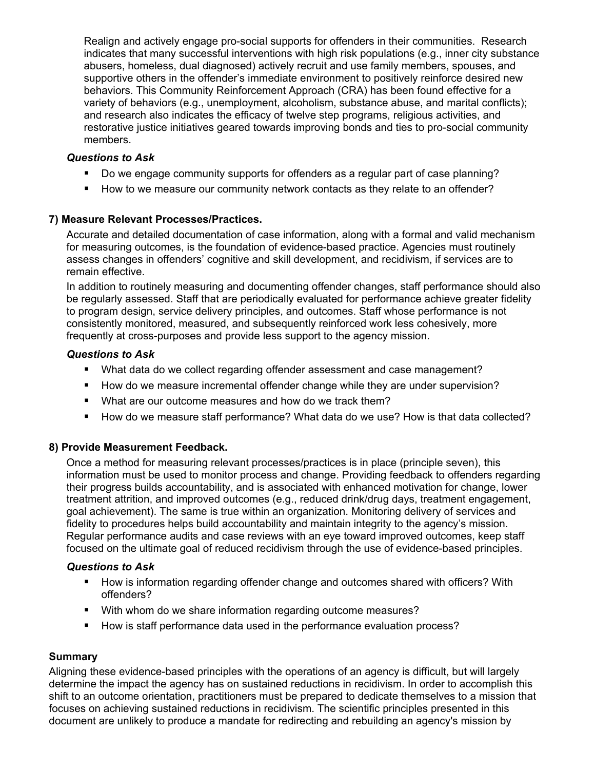Realign and actively engage pro-social supports for offenders in their communities. Research indicates that many successful interventions with high risk populations (e.g., inner city substance abusers, homeless, dual diagnosed) actively recruit and use family members, spouses, and supportive others in the offender's immediate environment to positively reinforce desired new behaviors. This Community Reinforcement Approach (CRA) has been found effective for a variety of behaviors (e.g., unemployment, alcoholism, substance abuse, and marital conflicts); and research also indicates the efficacy of twelve step programs, religious activities, and restorative justice initiatives geared towards improving bonds and ties to pro-social community members.

***Questions to Ask***

- Do we engage community supports for offenders as a regular part of case planning?
- How to we measure our community network contacts as they relate to an offender?

**7) Measure Relevant Processes/Practices.**

Accurate and detailed documentation of case information, along with a formal and valid mechanism for measuring outcomes, is the foundation of evidence-based practice. Agencies must routinely assess changes in offenders' cognitive and skill development, and recidivism, if services are to remain effective.

In addition to routinely measuring and documenting offender changes, staff performance should also be regularly assessed. Staff that are periodically evaluated for performance achieve greater fidelity to program design, service delivery principles, and outcomes. Staff whose performance is not consistently monitored, measured, and subsequently reinforced work less cohesively, more frequently at cross-purposes and provide less support to the agency mission.

***Questions to Ask***

- What data do we collect regarding offender assessment and case management?
- How do we measure incremental offender change while they are under supervision?
- What are our outcome measures and how do we track them?
- How do we measure staff performance? What data do we use? How is that data collected?

**8) Provide Measurement Feedback.**

Once a method for measuring relevant processes/practices is in place (principle seven), this information must be used to monitor process and change. Providing feedback to offenders regarding their progress builds accountability, and is associated with enhanced motivation for change, lower treatment attrition, and improved outcomes (e.g., reduced drink/drug days, treatment engagement, goal achievement). The same is true within an organization. Monitoring delivery of services and fidelity to procedures helps build accountability and maintain integrity to the agency's mission. Regular performance audits and case reviews with an eye toward improved outcomes, keep staff focused on the ultimate goal of reduced recidivism through the use of evidence-based principles.

***Questions to Ask***

- How is information regarding offender change and outcomes shared with officers? With offenders?
- With whom do we share information regarding outcome measures?
- How is staff performance data used in the performance evaluation process?

**Summary**

Aligning these evidence-based principles with the operations of an agency is difficult, but will largely determine the impact the agency has on sustained reductions in recidivism. In order to accomplish this shift to an outcome orientation, practitioners must be prepared to dedicate themselves to a mission that focuses on achieving sustained reductions in recidivism. The scientific principles presented in this document are unlikely to produce a mandate for redirecting and rebuilding an agency's mission by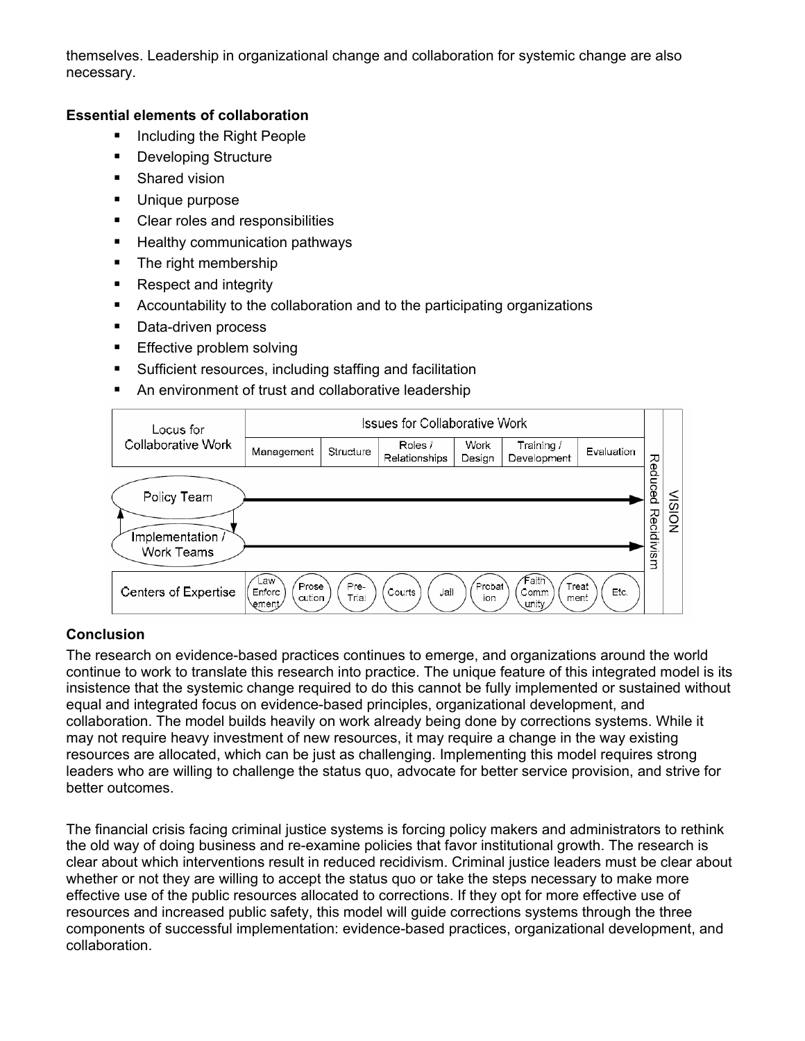themselves. Leadership in organizational change and collaboration for systemic change are also necessary.

**Essential elements of collaboration**

- Including the Right People
- Developing Structure
- Shared vision
- Unique purpose
- Clear roles and responsibilities
- Healthy communication pathways
- The right membership
- Respect and integrity
- Accountability to the collaboration and to the participating organizations
- Data-driven process
- Effective problem solving
- Sufficient resources, including staffing and facilitation
- An environment of trust and collaborative leadership

Locus for Collaborative Work

Issues for Collaborative Work

Management
Structure
Roles / Relationships
Work Design
Training / Development
Evaluation

Policy Team

Implementation / Work Teams

Reduced Recidivism

VISION

Centers of Expertise

Law Enforcement
Prosecution
Pre-Trial
Courts
Jail
Probation
Faith Community
Treatment
Etc.

## Conclusion

The research on evidence-based practices continues to emerge, and organizations around the world continue to work to translate this research into practice. The unique feature of this integrated model is its insistence that the systemic change required to do this cannot be fully implemented or sustained without equal and integrated focus on evidence-based principles, organizational development, and collaboration. The model builds heavily on work already being done by corrections systems. While it may not require heavy investment of new resources, it may require a change in the way existing resources are allocated, which can be just as challenging. Implementing this model requires strong leaders who are willing to challenge the status quo, advocate for better service provision, and strive for better outcomes.

The financial crisis facing criminal justice systems is forcing policy makers and administrators to rethink the old way of doing business and re-examine policies that favor institutional growth. The research is clear about which interventions result in reduced recidivism. Criminal justice leaders must be clear about whether or not they are willing to accept the status quo or take the steps necessary to make more effective use of the public resources allocated to corrections. If they opt for more effective use of resources and increased public safety, this model will guide corrections systems through the three components of successful implementation: evidence-based practices, organizational development, and collaboration.